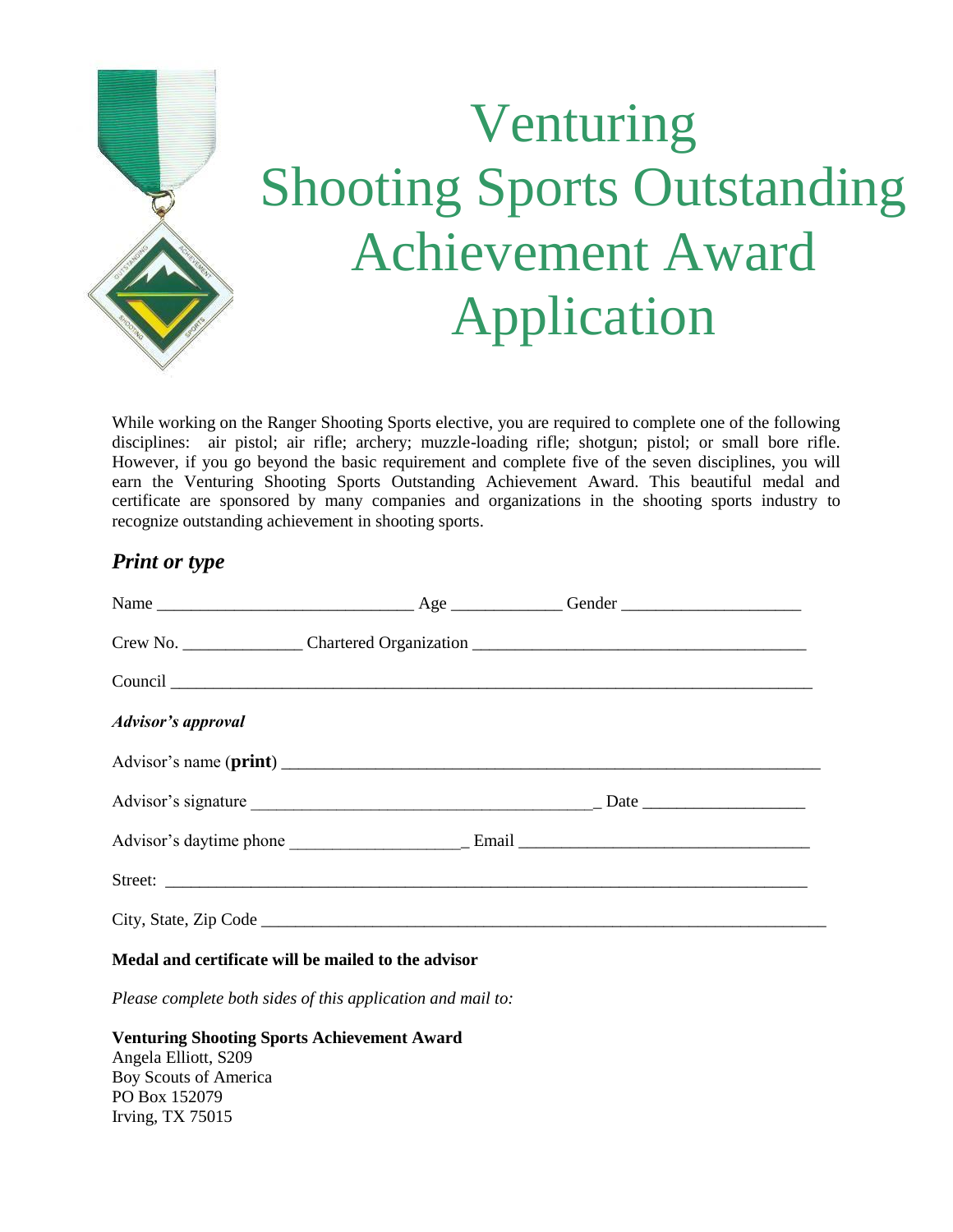# Venturing Shooting Sports Outstanding Achievement Award Application

While working on the Ranger Shooting Sports elective, you are required to complete one of the following disciplines: air pistol; air rifle; archery; muzzle-loading rifle; shotgun; pistol; or small bore rifle. However, if you go beyond the basic requirement and complete five of the seven disciplines, you will earn the Venturing Shooting Sports Outstanding Achievement Award. This beautiful medal and certificate are sponsored by many companies and organizations in the shooting sports industry to recognize outstanding achievement in shooting sports.

## *Print or type*

Name ______________________________ Age ____________ Gender ____________________

Crew No. _____________ Chartered Organization ______________________________________

Council _________________________________________________________________________

***Advisor's approval***

Advisor's name (**print**) ____________________________________________________________

Advisor's signature ________________________________________ Date __________________

Advisor's daytime phone ____________________ Email _________________________________

Street: __________________________________________________________________________

City, State, Zip Code _______________________________________________________________

**Medal and certificate will be mailed to the advisor**

*Please complete both sides of this application and mail to:*

**Venturing Shooting Sports Achievement Award**
Angela Elliott, S209
Boy Scouts of America
PO Box 152079
Irving, TX 75015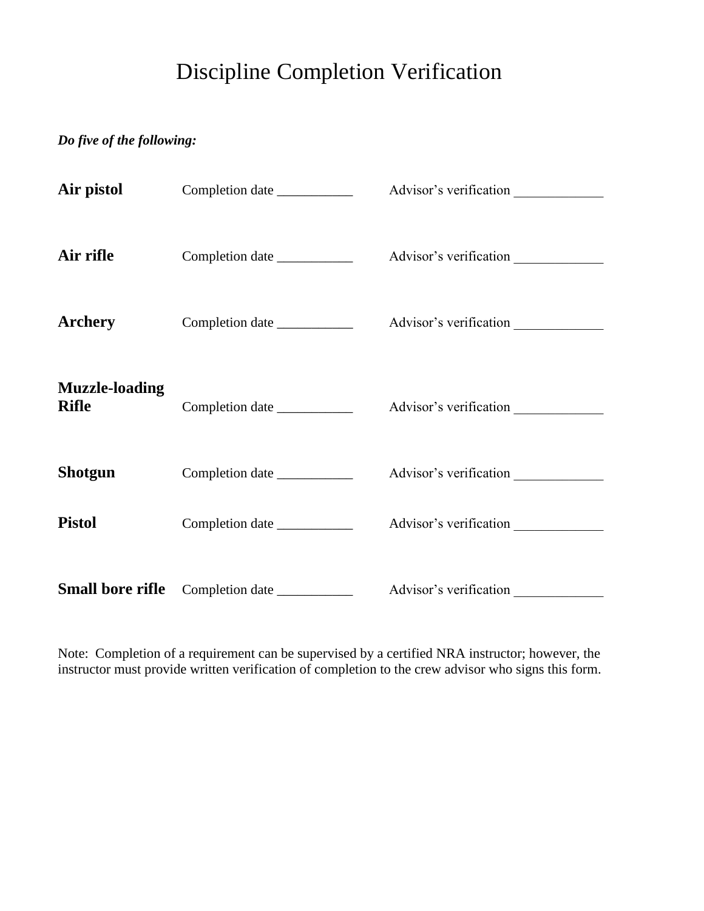# Discipline Completion Verification

***Do five of the following:***

**Air pistol** Completion date ___________ Advisor's verification _____________

**Air rifle** Completion date ___________ Advisor's verification _____________

**Archery** Completion date ___________ Advisor's verification _____________

**Muzzle-loading Rifle** Completion date ___________ Advisor's verification _____________

**Shotgun** Completion date ___________ Advisor's verification _____________

**Pistol** Completion date ___________ Advisor's verification _____________

**Small bore rifle** Completion date ___________ Advisor's verification _____________

Note: Completion of a requirement can be supervised by a certified NRA instructor; however, the instructor must provide written verification of completion to the crew advisor who signs this form.